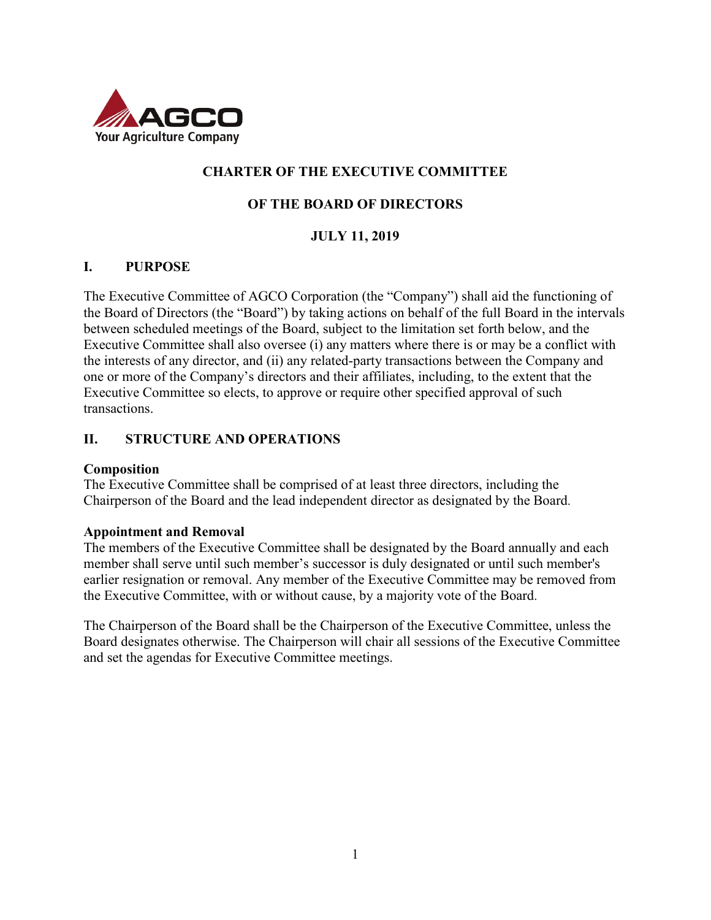AGCO
Your Agriculture Company

# CHARTER OF THE EXECUTIVE COMMITTEE

# OF THE BOARD OF DIRECTORS

**JULY 11, 2019**

## I. PURPOSE

The Executive Committee of AGCO Corporation (the "Company") shall aid the functioning of the Board of Directors (the "Board") by taking actions on behalf of the full Board in the intervals between scheduled meetings of the Board, subject to the limitation set forth below, and the Executive Committee shall also oversee (i) any matters where there is or may be a conflict with the interests of any director, and (ii) any related-party transactions between the Company and one or more of the Company's directors and their affiliates, including, to the extent that the Executive Committee so elects, to approve or require other specified approval of such transactions.

## II. STRUCTURE AND OPERATIONS

**Composition**
The Executive Committee shall be comprised of at least three directors, including the Chairperson of the Board and the lead independent director as designated by the Board.

**Appointment and Removal**
The members of the Executive Committee shall be designated by the Board annually and each member shall serve until such member's successor is duly designated or until such member's earlier resignation or removal. Any member of the Executive Committee may be removed from the Executive Committee, with or without cause, by a majority vote of the Board.

The Chairperson of the Board shall be the Chairperson of the Executive Committee, unless the Board designates otherwise. The Chairperson will chair all sessions of the Executive Committee and set the agendas for Executive Committee meetings.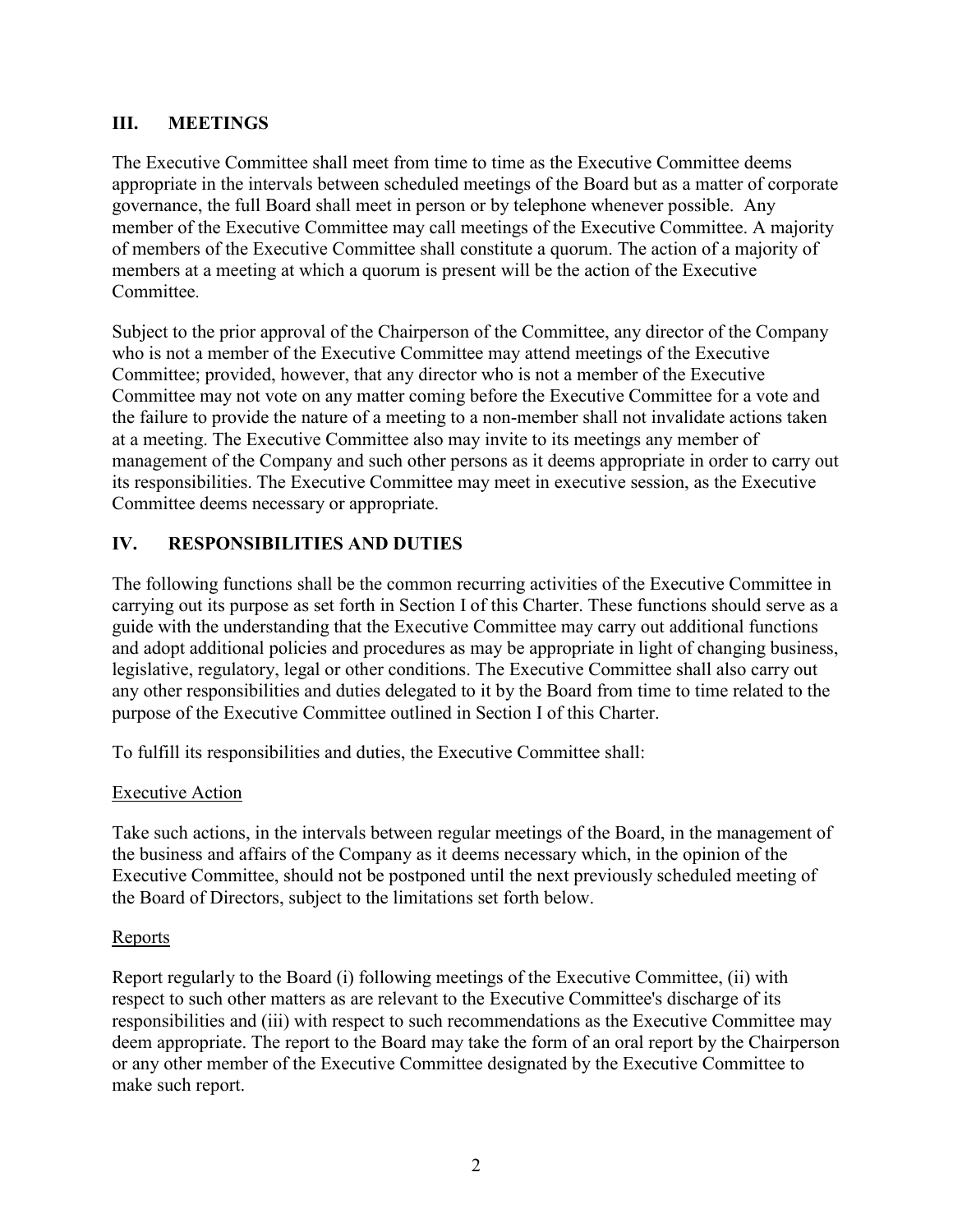## III. MEETINGS

The Executive Committee shall meet from time to time as the Executive Committee deems appropriate in the intervals between scheduled meetings of the Board but as a matter of corporate governance, the full Board shall meet in person or by telephone whenever possible. Any member of the Executive Committee may call meetings of the Executive Committee. A majority of members of the Executive Committee shall constitute a quorum. The action of a majority of members at a meeting at which a quorum is present will be the action of the Executive Committee.

Subject to the prior approval of the Chairperson of the Committee, any director of the Company who is not a member of the Executive Committee may attend meetings of the Executive Committee; provided, however, that any director who is not a member of the Executive Committee may not vote on any matter coming before the Executive Committee for a vote and the failure to provide the nature of a meeting to a non-member shall not invalidate actions taken at a meeting. The Executive Committee also may invite to its meetings any member of management of the Company and such other persons as it deems appropriate in order to carry out its responsibilities. The Executive Committee may meet in executive session, as the Executive Committee deems necessary or appropriate.

## IV. RESPONSIBILITIES AND DUTIES

The following functions shall be the common recurring activities of the Executive Committee in carrying out its purpose as set forth in Section I of this Charter. These functions should serve as a guide with the understanding that the Executive Committee may carry out additional functions and adopt additional policies and procedures as may be appropriate in light of changing business, legislative, regulatory, legal or other conditions. The Executive Committee shall also carry out any other responsibilities and duties delegated to it by the Board from time to time related to the purpose of the Executive Committee outlined in Section I of this Charter.

To fulfill its responsibilities and duties, the Executive Committee shall:

<u>Executive Action</u>

Take such actions, in the intervals between regular meetings of the Board, in the management of the business and affairs of the Company as it deems necessary which, in the opinion of the Executive Committee, should not be postponed until the next previously scheduled meeting of the Board of Directors, subject to the limitations set forth below.

<u>Reports</u>

Report regularly to the Board (i) following meetings of the Executive Committee, (ii) with respect to such other matters as are relevant to the Executive Committee's discharge of its responsibilities and (iii) with respect to such recommendations as the Executive Committee may deem appropriate. The report to the Board may take the form of an oral report by the Chairperson or any other member of the Executive Committee designated by the Executive Committee to make such report.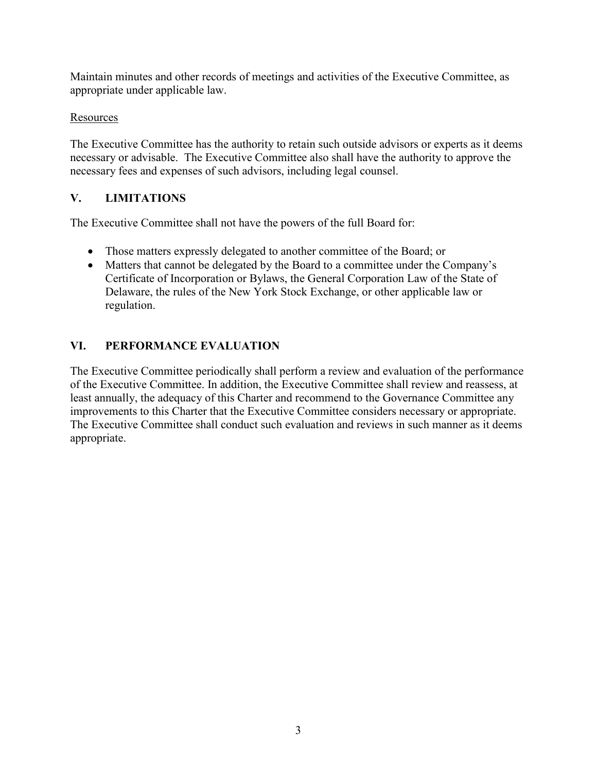Maintain minutes and other records of meetings and activities of the Executive Committee, as appropriate under applicable law.

Resources

The Executive Committee has the authority to retain such outside advisors or experts as it deems necessary or advisable. The Executive Committee also shall have the authority to approve the necessary fees and expenses of such advisors, including legal counsel.

## V. LIMITATIONS

The Executive Committee shall not have the powers of the full Board for:

- Those matters expressly delegated to another committee of the Board; or
- Matters that cannot be delegated by the Board to a committee under the Company's Certificate of Incorporation or Bylaws, the General Corporation Law of the State of Delaware, the rules of the New York Stock Exchange, or other applicable law or regulation.

## VI. PERFORMANCE EVALUATION

The Executive Committee periodically shall perform a review and evaluation of the performance of the Executive Committee. In addition, the Executive Committee shall review and reassess, at least annually, the adequacy of this Charter and recommend to the Governance Committee any improvements to this Charter that the Executive Committee considers necessary or appropriate. The Executive Committee shall conduct such evaluation and reviews in such manner as it deems appropriate.